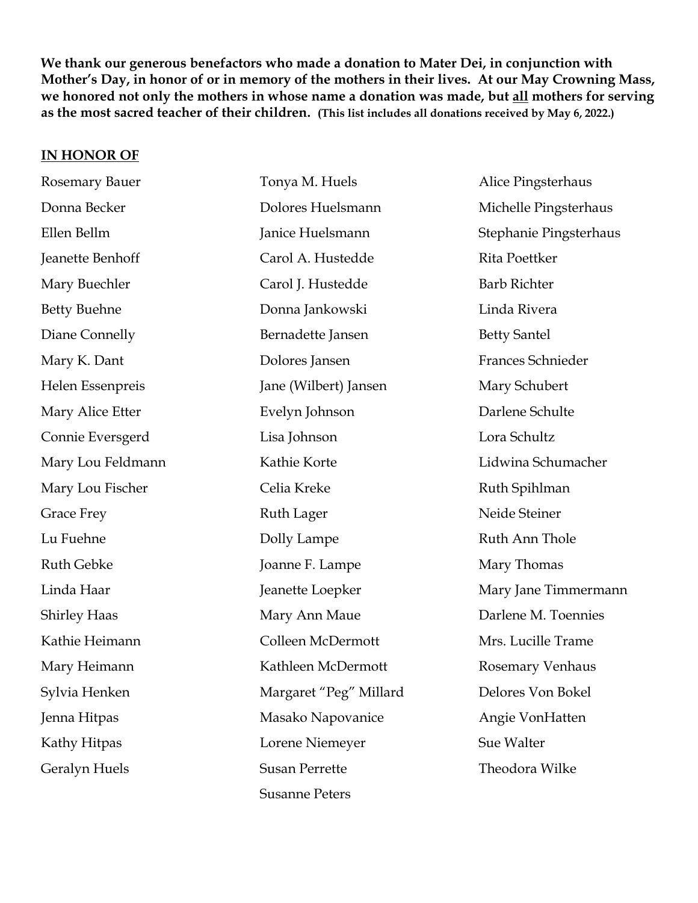**We thank our generous benefactors who made a donation to Mater Dei, in conjunction with Mother's Day, in honor of or in memory of the mothers in their lives. At our May Crowning Mass, we honored not only the mothers in whose name a donation was made, but <u>all</u> mothers for serving as the most sacred teacher of their children. (This list includes all donations received by May 6, 2022.)**

## <u>IN HONOR OF</u>

Rosemary Bauer
Donna Becker
Ellen Bellm
Jeanette Benhoff
Mary Buechler
Betty Buehne
Diane Connelly
Mary K. Dant
Helen Essenpreis
Mary Alice Etter
Connie Eversgerd
Mary Lou Feldmann
Mary Lou Fischer
Grace Frey
Lu Fuehne
Ruth Gebke
Linda Haar
Shirley Haas
Kathie Heimann
Mary Heimann
Sylvia Henken
Jenna Hitpas
Kathy Hitpas
Geralyn Huels
Tonya M. Huels
Dolores Huelsmann
Janice Huelsmann
Carol A. Hustedde
Carol J. Hustedde
Donna Jankowski
Bernadette Jansen
Dolores Jansen
Jane (Wilbert) Jansen
Evelyn Johnson
Lisa Johnson
Kathie Korte
Celia Kreke
Ruth Lager
Dolly Lampe
Joanne F. Lampe
Jeanette Loepker
Mary Ann Maue
Colleen McDermott
Kathleen McDermott
Margaret "Peg" Millard
Masako Napovanice
Lorene Niemeyer
Susan Perrette
Susanne Peters
Alice Pingsterhaus
Michelle Pingsterhaus
Stephanie Pingsterhaus
Rita Poettker
Barb Richter
Linda Rivera
Betty Santel
Frances Schnieder
Mary Schubert
Darlene Schulte
Lora Schultz
Lidwina Schumacher
Ruth Spihlman
Neide Steiner
Ruth Ann Thole
Mary Thomas
Mary Jane Timmermann
Darlene M. Toennies
Mrs. Lucille Trame
Rosemary Venhaus
Delores Von Bokel
Angie VonHatten
Sue Walter
Theodora Wilke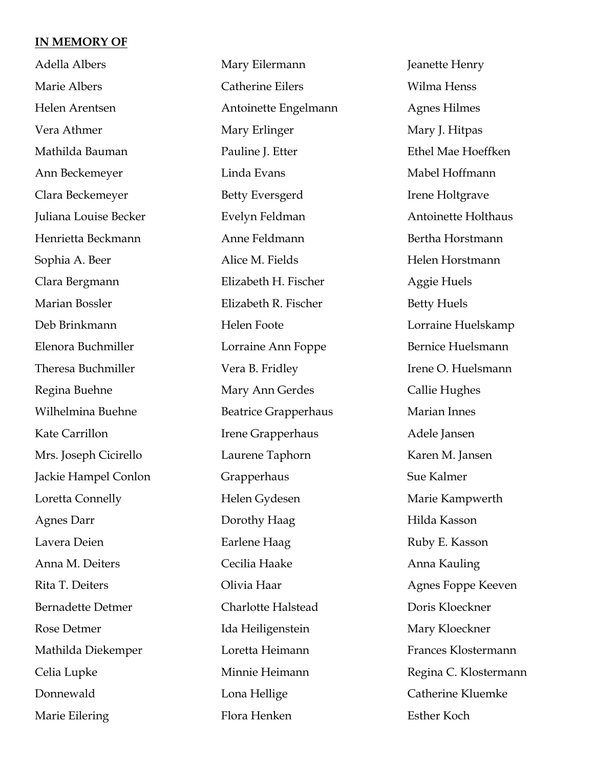**IN MEMORY OF**

Adella Albers
Marie Albers
Helen Arentsen
Vera Athmer
Mathilda Bauman
Ann Beckemeyer
Clara Beckemeyer
Juliana Louise Becker
Henrietta Beckmann
Sophia A. Beer
Clara Bergmann
Marian Bossler
Deb Brinkmann
Elenora Buchmiller
Theresa Buchmiller
Regina Buehne
Wilhelmina Buehne
Kate Carrillon
Mrs. Joseph Cicirello
Jackie Hampel Conlon
Loretta Connelly
Agnes Darr
Lavera Deien
Anna M. Deiters
Rita T. Deiters
Bernadette Detmer
Rose Detmer
Mathilda Diekemper
Celia Lupke
Donnewald
Marie Eilering
Mary Eilermann
Catherine Eilers
Antoinette Engelmann
Mary Erlinger
Pauline J. Etter
Linda Evans
Betty Eversgerd
Evelyn Feldman
Anne Feldmann
Alice M. Fields
Elizabeth H. Fischer
Elizabeth R. Fischer
Helen Foote
Lorraine Ann Foppe
Vera B. Fridley
Mary Ann Gerdes
Beatrice Grapperhaus
Irene Grapperhaus
Laurene Taphorn
Grapperhaus
Helen Gydesen
Dorothy Haag
Earlene Haag
Cecilia Haake
Olivia Haar
Charlotte Halstead
Ida Heiligenstein
Loretta Heimann
Minnie Heimann
Lona Hellige
Flora Henken
Jeanette Henry
Wilma Henss
Agnes Hilmes
Mary J. Hitpas
Ethel Mae Hoeffken
Mabel Hoffmann
Irene Holtgrave
Antoinette Holthaus
Bertha Horstmann
Helen Horstmann
Aggie Huels
Betty Huels
Lorraine Huelskamp
Bernice Huelsmann
Irene O. Huelsmann
Callie Hughes
Marian Innes
Adele Jansen
Karen M. Jansen
Sue Kalmer
Marie Kampwerth
Hilda Kasson
Ruby E. Kasson
Anna Kauling
Agnes Foppe Keeven
Doris Kloeckner
Mary Kloeckner
Frances Klostermann
Regina C. Klostermann
Catherine Kluemke
Esther Koch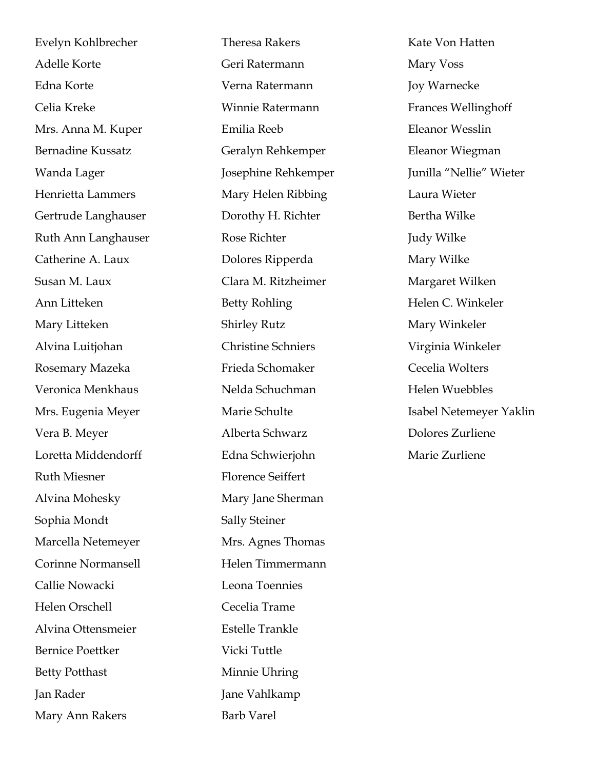Evelyn Kohlbrecher
Adelle Korte
Edna Korte
Celia Kreke
Mrs. Anna M. Kuper
Bernadine Kussatz
Wanda Lager
Henrietta Lammers
Gertrude Langhauser
Ruth Ann Langhauser
Catherine A. Laux
Susan M. Laux
Ann Litteken
Mary Litteken
Alvina Luitjohan
Rosemary Mazeka
Veronica Menkhaus
Mrs. Eugenia Meyer
Vera B. Meyer
Loretta Middendorff
Ruth Miesner
Alvina Mohesky
Sophia Mondt
Marcella Netemeyer
Corinne Normansell
Callie Nowacki
Helen Orschell
Alvina Ottensmeier
Bernice Poettker
Betty Potthast
Jan Rader
Mary Ann Rakers
Theresa Rakers
Geri Ratermann
Verna Ratermann
Winnie Ratermann
Emilia Reeb
Geralyn Rehkemper
Josephine Rehkemper
Mary Helen Ribbing
Dorothy H. Richter
Rose Richter
Dolores Ripperda
Clara M. Ritzheimer
Betty Rohling
Shirley Rutz
Christine Schniers
Frieda Schomaker
Nelda Schuchman
Marie Schulte
Alberta Schwarz
Edna Schwierjohn
Florence Seiffert
Mary Jane Sherman
Sally Steiner
Mrs. Agnes Thomas
Helen Timmermann
Leona Toennies
Cecelia Trame
Estelle Trankle
Vicki Tuttle
Minnie Uhring
Jane Vahlkamp
Barb Varel
Kate Von Hatten
Mary Voss
Joy Warnecke
Frances Wellinghoff
Eleanor Wesslin
Eleanor Wiegman
Junilla "Nellie" Wieter
Laura Wieter
Bertha Wilke
Judy Wilke
Mary Wilke
Margaret Wilken
Helen C. Winkeler
Mary Winkeler
Virginia Winkeler
Cecelia Wolters
Helen Wuebbles
Isabel Netemeyer Yaklin
Dolores Zurliene
Marie Zurliene